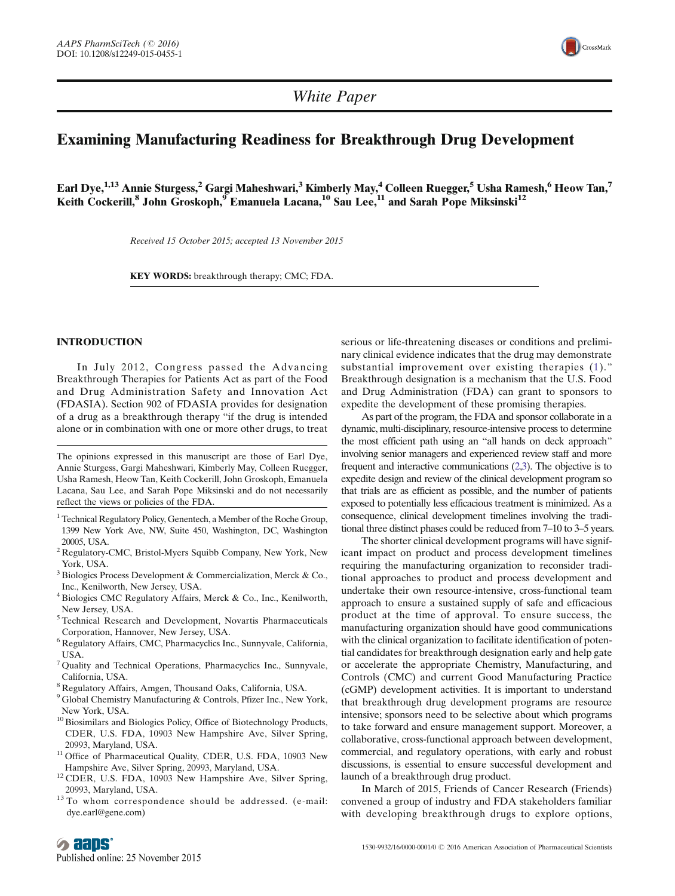*White Paper*

# Examining Manufacturing Readiness for Breakthrough Drug Development

**Earl Dye,[1,13] Annie Sturgess,[2] Gargi Maheshwari,[3] Kimberly May,[4] Colleen Ruegger,[5] Usha Ramesh,[6] Heow Tan,[7] Keith Cockerill,[8] John Groskoph,[9] Emanuela Lacana,[10] Sau Lee,[11] and Sarah Pope Miksinski[12]**

*Received 15 October 2015; accepted 13 November 2015*

**KEY WORDS:** breakthrough therapy; CMC; FDA.

## INTRODUCTION

In July 2012, Congress passed the Advancing Breakthrough Therapies for Patients Act as part of the Food and Drug Administration Safety and Innovation Act (FDASIA). Section 902 of FDASIA provides for designation of a drug as a breakthrough therapy "if the drug is intended alone or in combination with one or more other drugs, to treat serious or life-threatening diseases or conditions and preliminary clinical evidence indicates that the drug may demonstrate substantial improvement over existing therapies (1)." Breakthrough designation is a mechanism that the U.S. Food and Drug Administration (FDA) can grant to sponsors to expedite the development of these promising therapies.

As part of the program, the FDA and sponsor collaborate in a dynamic, multi-disciplinary, resource-intensive process to determine the most efficient path using an "all hands on deck approach" involving senior managers and experienced review staff and more frequent and interactive communications (2,3). The objective is to expedite design and review of the clinical development program so that trials are as efficient as possible, and the number of patients exposed to potentially less efficacious treatment is minimized. As a consequence, clinical development timelines involving the traditional three distinct phases could be reduced from 7–10 to 3–5 years.

The shorter clinical development programs will have significant impact on product and process development timelines requiring the manufacturing organization to reconsider traditional approaches to product and process development and undertake their own resource-intensive, cross-functional team approach to ensure a sustained supply of safe and efficacious product at the time of approval. To ensure success, the manufacturing organization should have good communications with the clinical organization to facilitate identification of potential candidates for breakthrough designation early and help gate or accelerate the appropriate Chemistry, Manufacturing, and Controls (CMC) and current Good Manufacturing Practice (cGMP) development activities. It is important to understand that breakthrough drug development programs are resource intensive; sponsors need to be selective about which programs to take forward and ensure management support. Moreover, a collaborative, cross-functional approach between development, commercial, and regulatory operations, with early and robust discussions, is essential to ensure successful development and launch of a breakthrough drug product.

In March of 2015, Friends of Cancer Research (Friends) convened a group of industry and FDA stakeholders familiar with developing breakthrough drugs to explore options,

---

The opinions expressed in this manuscript are those of Earl Dye, Annie Sturgess, Gargi Maheshwari, Kimberly May, Colleen Ruegger, Usha Ramesh, Heow Tan, Keith Cockerill, John Groskoph, Emanuela Lacana, Sau Lee, and Sarah Pope Miksinski and do not necessarily reflect the views or policies of the FDA.

[1] Technical Regulatory Policy, Genentech, a Member of the Roche Group, 1399 New York Ave, NW, Suite 450, Washington, DC, Washington 20005, USA.

[2] Regulatory-CMC, Bristol-Myers Squibb Company, New York, New York, USA.

[3] Biologics Process Development & Commercialization, Merck & Co., Inc., Kenilworth, New Jersey, USA.

[4] Biologics CMC Regulatory Affairs, Merck & Co., Inc., Kenilworth, New Jersey, USA.

[5] Technical Research and Development, Novartis Pharmaceuticals Corporation, Hannover, New Jersey, USA.

[6] Regulatory Affairs, CMC, Pharmacyclics Inc., Sunnyvale, California, USA.

[7] Quality and Technical Operations, Pharmacyclics Inc., Sunnyvale, California, USA.

[8] Regulatory Affairs, Amgen, Thousand Oaks, California, USA.

[9] Global Chemistry Manufacturing & Controls, Pfizer Inc., New York, New York, USA.

[10] Biosimilars and Biologics Policy, Office of Biotechnology Products, CDER, U.S. FDA, 10903 New Hampshire Ave, Silver Spring, 20993, Maryland, USA.

[11] Office of Pharmaceutical Quality, CDER, U.S. FDA, 10903 New Hampshire Ave, Silver Spring, 20993, Maryland, USA.

[12] CDER, U.S. FDA, 10903 New Hampshire Ave, Silver Spring, 20993, Maryland, USA.

[13] To whom correspondence should be addressed. (e-mail: dye.earl@gene.com)

Published online: 25 November 2015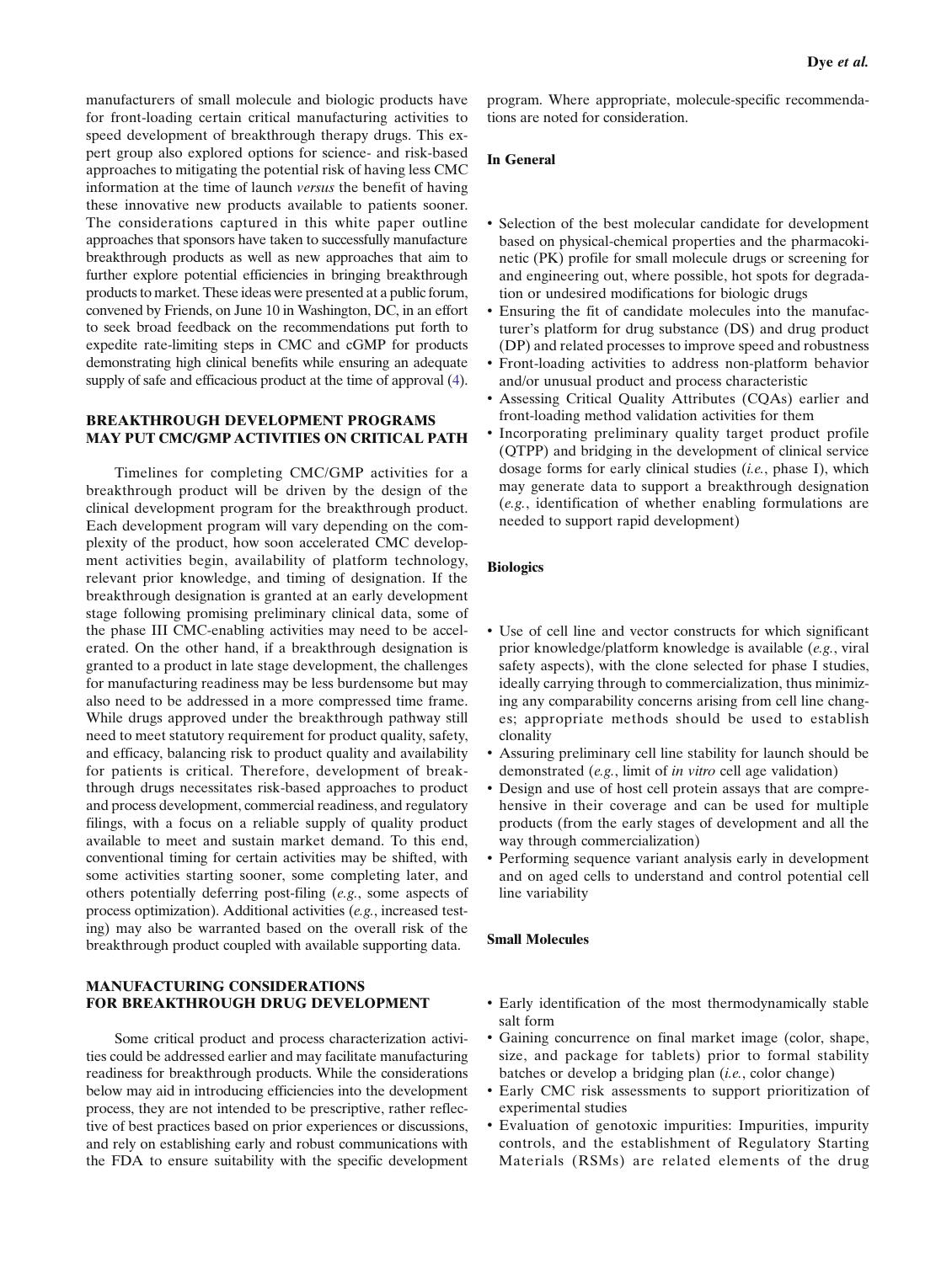manufacturers of small molecule and biologic products have for front-loading certain critical manufacturing activities to speed development of breakthrough therapy drugs. This expert group also explored options for science- and risk-based approaches to mitigating the potential risk of having less CMC information at the time of launch *versus* the benefit of having these innovative new products available to patients sooner. The considerations captured in this white paper outline approaches that sponsors have taken to successfully manufacture breakthrough products as well as new approaches that aim to further explore potential efficiencies in bringing breakthrough products to market. These ideas were presented at a public forum, convened by Friends, on June 10 in Washington, DC, in an effort to seek broad feedback on the recommendations put forth to expedite rate-limiting steps in CMC and cGMP for products demonstrating high clinical benefits while ensuring an adequate supply of safe and efficacious product at the time of approval (4).

## BREAKTHROUGH DEVELOPMENT PROGRAMS MAY PUT CMC/GMP ACTIVITIES ON CRITICAL PATH

Timelines for completing CMC/GMP activities for a breakthrough product will be driven by the design of the clinical development program for the breakthrough product. Each development program will vary depending on the complexity of the product, how soon accelerated CMC development activities begin, availability of platform technology, relevant prior knowledge, and timing of designation. If the breakthrough designation is granted at an early development stage following promising preliminary clinical data, some of the phase III CMC-enabling activities may need to be accelerated. On the other hand, if a breakthrough designation is granted to a product in late stage development, the challenges for manufacturing readiness may be less burdensome but may also need to be addressed in a more compressed time frame. While drugs approved under the breakthrough pathway still need to meet statutory requirement for product quality, safety, and efficacy, balancing risk to product quality and availability for patients is critical. Therefore, development of breakthrough drugs necessitates risk-based approaches to product and process development, commercial readiness, and regulatory filings, with a focus on a reliable supply of quality product available to meet and sustain market demand. To this end, conventional timing for certain activities may be shifted, with some activities starting sooner, some completing later, and others potentially deferring post-filing (*e.g.*, some aspects of process optimization). Additional activities (*e.g.*, increased testing) may also be warranted based on the overall risk of the breakthrough product coupled with available supporting data.

## MANUFACTURING CONSIDERATIONS FOR BREAKTHROUGH DRUG DEVELOPMENT

Some critical product and process characterization activities could be addressed earlier and may facilitate manufacturing readiness for breakthrough products. While the considerations below may aid in introducing efficiencies into the development process, they are not intended to be prescriptive, rather reflective of best practices based on prior experiences or discussions, and rely on establishing early and robust communications with the FDA to ensure suitability with the specific development program. Where appropriate, molecule-specific recommendations are noted for consideration.

### In General

- Selection of the best molecular candidate for development based on physical-chemical properties and the pharmacokinetic (PK) profile for small molecule drugs or screening for and engineering out, where possible, hot spots for degradation or undesired modifications for biologic drugs
- Ensuring the fit of candidate molecules into the manufacturer's platform for drug substance (DS) and drug product (DP) and related processes to improve speed and robustness
- Front-loading activities to address non-platform behavior and/or unusual product and process characteristic
- Assessing Critical Quality Attributes (CQAs) earlier and front-loading method validation activities for them
- Incorporating preliminary quality target product profile (QTPP) and bridging in the development of clinical service dosage forms for early clinical studies (*i.e.*, phase I), which may generate data to support a breakthrough designation (*e.g.*, identification of whether enabling formulations are needed to support rapid development)

### Biologics

- Use of cell line and vector constructs for which significant prior knowledge/platform knowledge is available (*e.g.*, viral safety aspects), with the clone selected for phase I studies, ideally carrying through to commercialization, thus minimizing any comparability concerns arising from cell line changes; appropriate methods should be used to establish clonality
- Assuring preliminary cell line stability for launch should be demonstrated (*e.g.*, limit of *in vitro* cell age validation)
- Design and use of host cell protein assays that are comprehensive in their coverage and can be used for multiple products (from the early stages of development and all the way through commercialization)
- Performing sequence variant analysis early in development and on aged cells to understand and control potential cell line variability

### Small Molecules

- Early identification of the most thermodynamically stable salt form
- Gaining concurrence on final market image (color, shape, size, and package for tablets) prior to formal stability batches or develop a bridging plan (*i.e.*, color change)
- Early CMC risk assessments to support prioritization of experimental studies
- Evaluation of genotoxic impurities: Impurities, impurity controls, and the establishment of Regulatory Starting Materials (RSMs) are related elements of the drug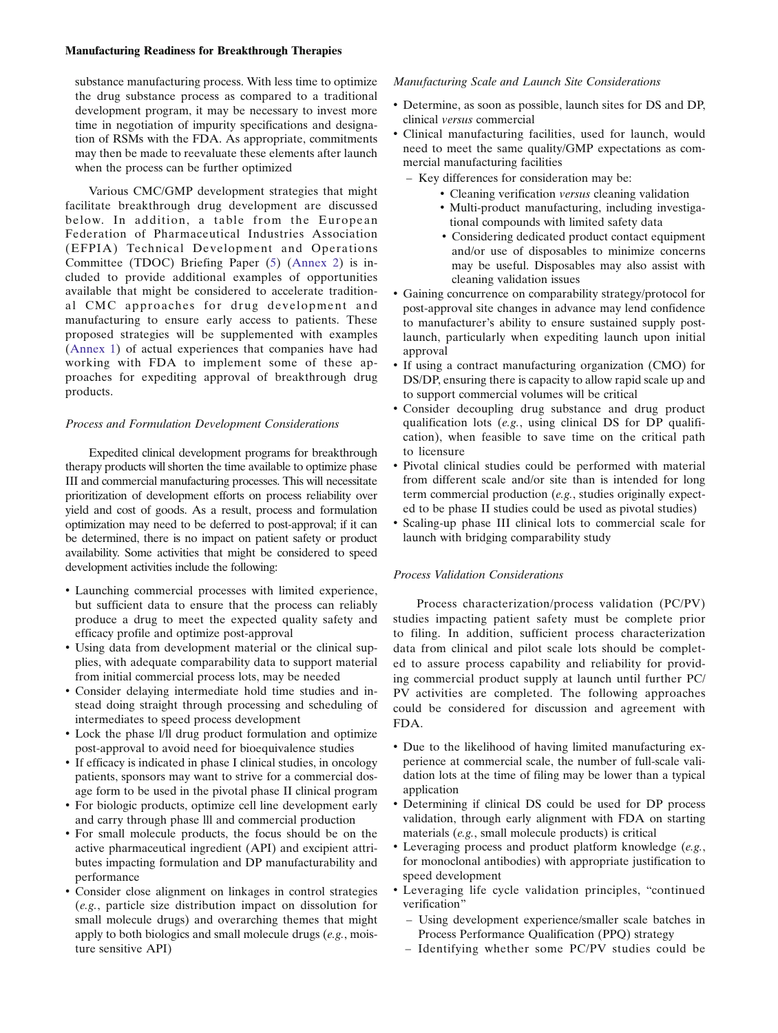substance manufacturing process. With less time to optimize the drug substance process as compared to a traditional development program, it may be necessary to invest more time in negotiation of impurity specifications and designation of RSMs with the FDA. As appropriate, commitments may then be made to reevaluate these elements after launch when the process can be further optimized

Various CMC/GMP development strategies that might facilitate breakthrough drug development are discussed below. In addition, a table from the European Federation of Pharmaceutical Industries Association (EFPIA) Technical Development and Operations Committee (TDOC) Briefing Paper (5) (Annex 2) is included to provide additional examples of opportunities available that might be considered to accelerate traditional CMC approaches for drug development and manufacturing to ensure early access to patients. These proposed strategies will be supplemented with examples (Annex 1) of actual experiences that companies have had working with FDA to implement some of these approaches for expediting approval of breakthrough drug products.

*Process and Formulation Development Considerations*

Expedited clinical development programs for breakthrough therapy products will shorten the time available to optimize phase III and commercial manufacturing processes. This will necessitate prioritization of development efforts on process reliability over yield and cost of goods. As a result, process and formulation optimization may need to be deferred to post-approval; if it can be determined, there is no impact on patient safety or product availability. Some activities that might be considered to speed development activities include the following:

- Launching commercial processes with limited experience, but sufficient data to ensure that the process can reliably produce a drug to meet the expected quality safety and efficacy profile and optimize post-approval
- Using data from development material or the clinical supplies, with adequate comparability data to support material from initial commercial process lots, may be needed
- Consider delaying intermediate hold time studies and instead doing straight through processing and scheduling of intermediates to speed process development
- Lock the phase I/II drug product formulation and optimize post-approval to avoid need for bioequivalence studies
- If efficacy is indicated in phase I clinical studies, in oncology patients, sponsors may want to strive for a commercial dosage form to be used in the pivotal phase II clinical program
- For biologic products, optimize cell line development early and carry through phase III and commercial production
- For small molecule products, the focus should be on the active pharmaceutical ingredient (API) and excipient attributes impacting formulation and DP manufacturability and performance
- Consider close alignment on linkages in control strategies (*e.g.*, particle size distribution impact on dissolution for small molecule drugs) and overarching themes that might apply to both biologics and small molecule drugs (*e.g.*, moisture sensitive API)

*Manufacturing Scale and Launch Site Considerations*

- Determine, as soon as possible, launch sites for DS and DP, clinical *versus* commercial
- Clinical manufacturing facilities, used for launch, would need to meet the same quality/GMP expectations as commercial manufacturing facilities
  - Key differences for consideration may be:
    - Cleaning verification *versus* cleaning validation
    - Multi-product manufacturing, including investigational compounds with limited safety data
    - Considering dedicated product contact equipment and/or use of disposables to minimize concerns may be useful. Disposables may also assist with cleaning validation issues
- Gaining concurrence on comparability strategy/protocol for post-approval site changes in advance may lend confidence to manufacturer's ability to ensure sustained supply post-launch, particularly when expediting launch upon initial approval
- If using a contract manufacturing organization (CMO) for DS/DP, ensuring there is capacity to allow rapid scale up and to support commercial volumes will be critical
- Consider decoupling drug substance and drug product qualification lots (*e.g.*, using clinical DS for DP qualification), when feasible to save time on the critical path to licensure
- Pivotal clinical studies could be performed with material from different scale and/or site than is intended for long term commercial production (*e.g.*, studies originally expected to be phase II studies could be used as pivotal studies)
- Scaling-up phase III clinical lots to commercial scale for launch with bridging comparability study

*Process Validation Considerations*

Process characterization/process validation (PC/PV) studies impacting patient safety must be complete prior to filing. In addition, sufficient process characterization data from clinical and pilot scale lots should be completed to assure process capability and reliability for providing commercial product supply at launch until further PC/PV activities are completed. The following approaches could be considered for discussion and agreement with FDA.

- Due to the likelihood of having limited manufacturing experience at commercial scale, the number of full-scale validation lots at the time of filing may be lower than a typical application
- Determining if clinical DS could be used for DP process validation, through early alignment with FDA on starting materials (*e.g.*, small molecule products) is critical
- Leveraging process and product platform knowledge (*e.g.*, for monoclonal antibodies) with appropriate justification to speed development
- Leveraging life cycle validation principles, "continued verification"
  - Using development experience/smaller scale batches in Process Performance Qualification (PPQ) strategy
  - Identifying whether some PC/PV studies could be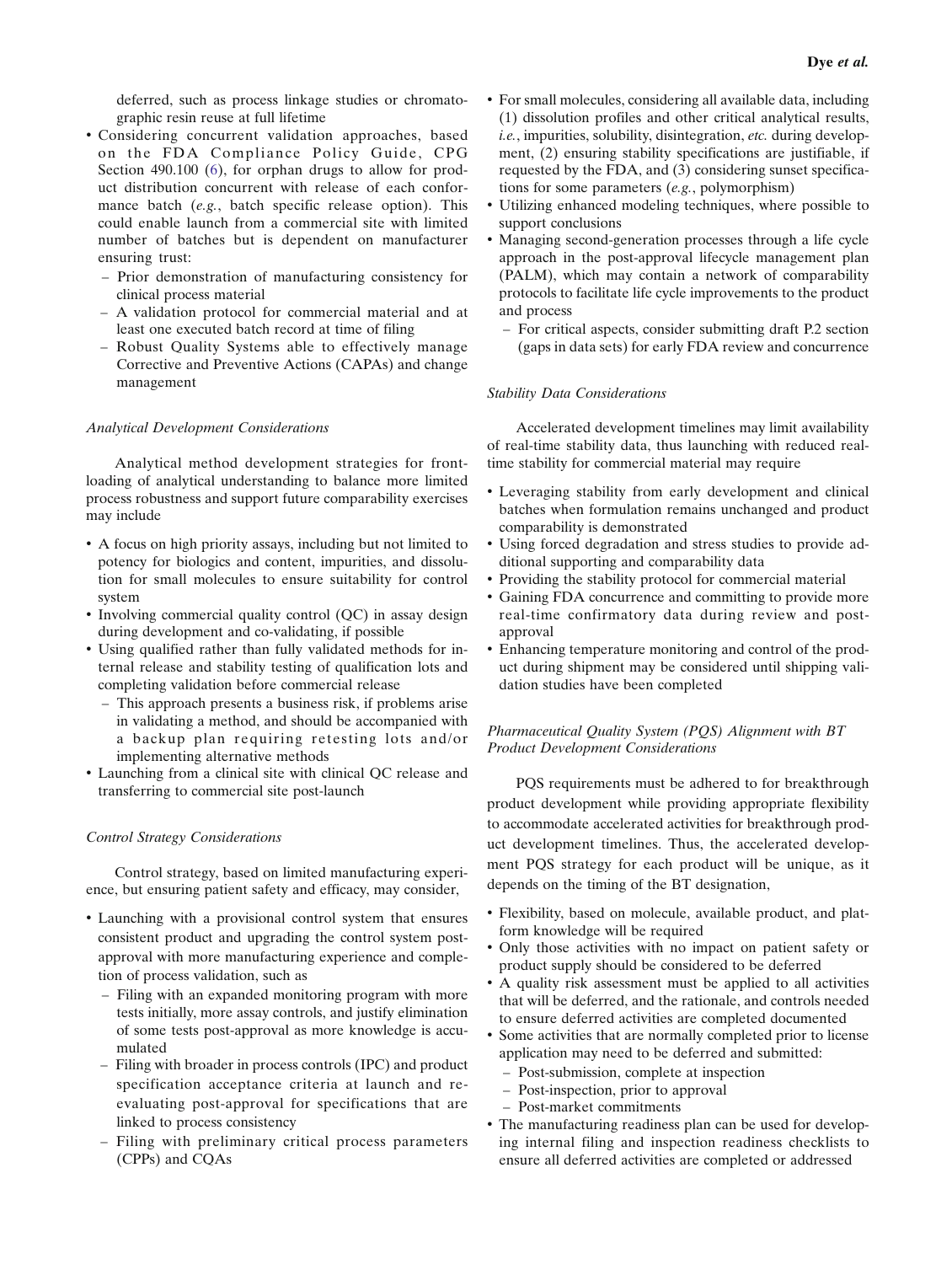deferred, such as process linkage studies or chromatographic resin reuse at full lifetime

- Considering concurrent validation approaches, based on the FDA Compliance Policy Guide, CPG Section 490.100 (6), for orphan drugs to allow for product distribution concurrent with release of each conformance batch (*e.g.*, batch specific release option). This could enable launch from a commercial site with limited number of batches but is dependent on manufacturer ensuring trust:
  - Prior demonstration of manufacturing consistency for clinical process material
  - A validation protocol for commercial material and at least one executed batch record at time of filing
  - Robust Quality Systems able to effectively manage Corrective and Preventive Actions (CAPAs) and change management

*Analytical Development Considerations*

Analytical method development strategies for front-loading of analytical understanding to balance more limited process robustness and support future comparability exercises may include

- A focus on high priority assays, including but not limited to potency for biologics and content, impurities, and dissolution for small molecules to ensure suitability for control system
- Involving commercial quality control (QC) in assay design during development and co-validating, if possible
- Using qualified rather than fully validated methods for internal release and stability testing of qualification lots and completing validation before commercial release
  - This approach presents a business risk, if problems arise in validating a method, and should be accompanied with a backup plan requiring retesting lots and/or implementing alternative methods
- Launching from a clinical site with clinical QC release and transferring to commercial site post-launch

*Control Strategy Considerations*

Control strategy, based on limited manufacturing experience, but ensuring patient safety and efficacy, may consider,

- Launching with a provisional control system that ensures consistent product and upgrading the control system post-approval with more manufacturing experience and completion of process validation, such as
  - Filing with an expanded monitoring program with more tests initially, more assay controls, and justify elimination of some tests post-approval as more knowledge is accumulated
  - Filing with broader in process controls (IPC) and product specification acceptance criteria at launch and re-evaluating post-approval for specifications that are linked to process consistency
  - Filing with preliminary critical process parameters (CPPs) and CQAs
- For small molecules, considering all available data, including (1) dissolution profiles and other critical analytical results, *i.e.*, impurities, solubility, disintegration, *etc.* during development, (2) ensuring stability specifications are justifiable, if requested by the FDA, and (3) considering sunset specifications for some parameters (*e.g.*, polymorphism)
- Utilizing enhanced modeling techniques, where possible to support conclusions
- Managing second-generation processes through a life cycle approach in the post-approval lifecycle management plan (PALM), which may contain a network of comparability protocols to facilitate life cycle improvements to the product and process
  - For critical aspects, consider submitting draft P.2 section (gaps in data sets) for early FDA review and concurrence

*Stability Data Considerations*

Accelerated development timelines may limit availability of real-time stability data, thus launching with reduced real-time stability for commercial material may require

- Leveraging stability from early development and clinical batches when formulation remains unchanged and product comparability is demonstrated
- Using forced degradation and stress studies to provide additional supporting and comparability data
- Providing the stability protocol for commercial material
- Gaining FDA concurrence and committing to provide more real-time confirmatory data during review and post-approval
- Enhancing temperature monitoring and control of the product during shipment may be considered until shipping validation studies have been completed

*Pharmaceutical Quality System (PQS) Alignment with BT Product Development Considerations*

PQS requirements must be adhered to for breakthrough product development while providing appropriate flexibility to accommodate accelerated activities for breakthrough product development timelines. Thus, the accelerated development PQS strategy for each product will be unique, as it depends on the timing of the BT designation,

- Flexibility, based on molecule, available product, and platform knowledge will be required
- Only those activities with no impact on patient safety or product supply should be considered to be deferred
- A quality risk assessment must be applied to all activities that will be deferred, and the rationale, and controls needed to ensure deferred activities are completed documented
- Some activities that are normally completed prior to license application may need to be deferred and submitted:
  - Post-submission, complete at inspection
  - Post-inspection, prior to approval
  - Post-market commitments
- The manufacturing readiness plan can be used for developing internal filing and inspection readiness checklists to ensure all deferred activities are completed or addressed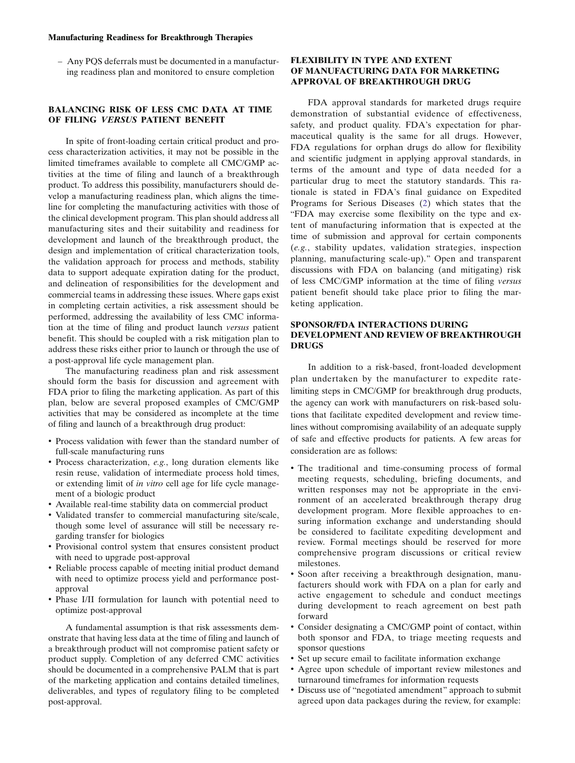– Any PQS deferrals must be documented in a manufacturing readiness plan and monitored to ensure completion

## BALANCING RISK OF LESS CMC DATA AT TIME OF FILING *VERSUS* PATIENT BENEFIT

In spite of front-loading certain critical product and process characterization activities, it may not be possible in the limited timeframes available to complete all CMC/GMP activities at the time of filing and launch of a breakthrough product. To address this possibility, manufacturers should develop a manufacturing readiness plan, which aligns the timeline for completing the manufacturing activities with those of the clinical development program. This plan should address all manufacturing sites and their suitability and readiness for development and launch of the breakthrough product, the design and implementation of critical characterization tools, the validation approach for process and methods, stability data to support adequate expiration dating for the product, and delineation of responsibilities for the development and commercial teams in addressing these issues. Where gaps exist in completing certain activities, a risk assessment should be performed, addressing the availability of less CMC information at the time of filing and product launch *versus* patient benefit. This should be coupled with a risk mitigation plan to address these risks either prior to launch or through the use of a post-approval life cycle management plan.

The manufacturing readiness plan and risk assessment should form the basis for discussion and agreement with FDA prior to filing the marketing application. As part of this plan, below are several proposed examples of CMC/GMP activities that may be considered as incomplete at the time of filing and launch of a breakthrough drug product:

- Process validation with fewer than the standard number of full-scale manufacturing runs
- Process characterization, *e.g.*, long duration elements like resin reuse, validation of intermediate process hold times, or extending limit of *in vitro* cell age for life cycle management of a biologic product
- Available real-time stability data on commercial product
- Validated transfer to commercial manufacturing site/scale, though some level of assurance will still be necessary regarding transfer for biologics
- Provisional control system that ensures consistent product with need to upgrade post-approval
- Reliable process capable of meeting initial product demand with need to optimize process yield and performance post-approval
- Phase I/II formulation for launch with potential need to optimize post-approval

A fundamental assumption is that risk assessments demonstrate that having less data at the time of filing and launch of a breakthrough product will not compromise patient safety or product supply. Completion of any deferred CMC activities should be documented in a comprehensive PALM that is part of the marketing application and contains detailed timelines, deliverables, and types of regulatory filing to be completed post-approval.

## FLEXIBILITY IN TYPE AND EXTENT OF MANUFACTURING DATA FOR MARKETING APPROVAL OF BREAKTHROUGH DRUG

FDA approval standards for marketed drugs require demonstration of substantial evidence of effectiveness, safety, and product quality. FDA's expectation for pharmaceutical quality is the same for all drugs. However, FDA regulations for orphan drugs do allow for flexibility and scientific judgment in applying approval standards, in terms of the amount and type of data needed for a particular drug to meet the statutory standards. This rationale is stated in FDA's final guidance on Expedited Programs for Serious Diseases (2) which states that the "FDA may exercise some flexibility on the type and extent of manufacturing information that is expected at the time of submission and approval for certain components (*e.g.*, stability updates, validation strategies, inspection planning, manufacturing scale-up)." Open and transparent discussions with FDA on balancing (and mitigating) risk of less CMC/GMP information at the time of filing *versus* patient benefit should take place prior to filing the marketing application.

## SPONSOR/FDA INTERACTIONS DURING DEVELOPMENT AND REVIEW OF BREAKTHROUGH DRUGS

In addition to a risk-based, front-loaded development plan undertaken by the manufacturer to expedite rate-limiting steps in CMC/GMP for breakthrough drug products, the agency can work with manufacturers on risk-based solutions that facilitate expedited development and review timelines without compromising availability of an adequate supply of safe and effective products for patients. A few areas for consideration are as follows:

- The traditional and time-consuming process of formal meeting requests, scheduling, briefing documents, and written responses may not be appropriate in the environment of an accelerated breakthrough therapy drug development program. More flexible approaches to ensuring information exchange and understanding should be considered to facilitate expediting development and review. Formal meetings should be reserved for more comprehensive program discussions or critical review milestones.
- Soon after receiving a breakthrough designation, manufacturers should work with FDA on a plan for early and active engagement to schedule and conduct meetings during development to reach agreement on best path forward
- Consider designating a CMC/GMP point of contact, within both sponsor and FDA, to triage meeting requests and sponsor questions
- Set up secure email to facilitate information exchange
- Agree upon schedule of important review milestones and turnaround timeframes for information requests
- Discuss use of "negotiated amendment" approach to submit agreed upon data packages during the review, for example: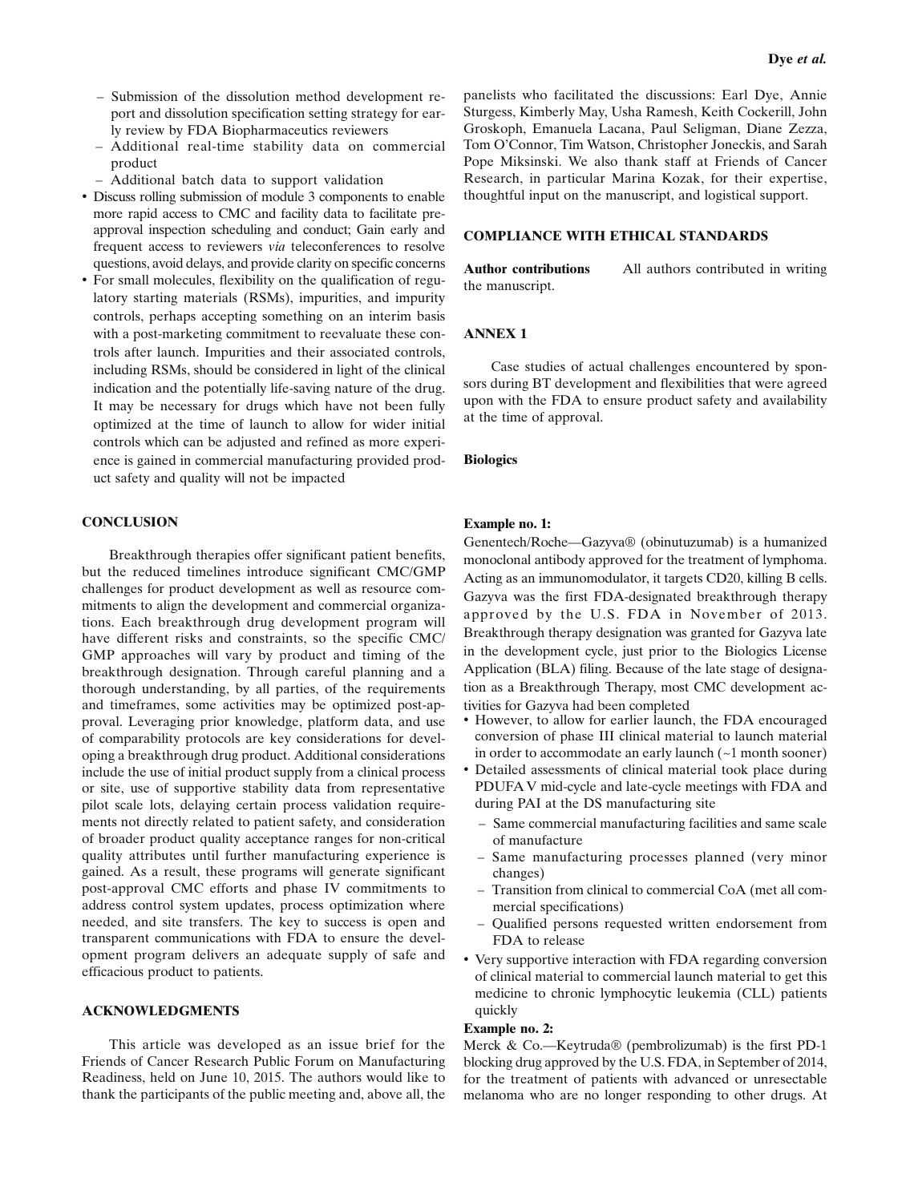- Submission of the dissolution method development report and dissolution specification setting strategy for early review by FDA Biopharmaceutics reviewers
  - Additional real-time stability data on commercial product
  - Additional batch data to support validation
- Discuss rolling submission of module 3 components to enable more rapid access to CMC and facility data to facilitate preapproval inspection scheduling and conduct; Gain early and frequent access to reviewers *via* teleconferences to resolve questions, avoid delays, and provide clarity on specific concerns
- For small molecules, flexibility on the qualification of regulatory starting materials (RSMs), impurities, and impurity controls, perhaps accepting something on an interim basis with a post-marketing commitment to reevaluate these controls after launch. Impurities and their associated controls, including RSMs, should be considered in light of the clinical indication and the potentially life-saving nature of the drug. It may be necessary for drugs which have not been fully optimized at the time of launch to allow for wider initial controls which can be adjusted and refined as more experience is gained in commercial manufacturing provided product safety and quality will not be impacted

## CONCLUSION

Breakthrough therapies offer significant patient benefits, but the reduced timelines introduce significant CMC/GMP challenges for product development as well as resource commitments to align the development and commercial organizations. Each breakthrough drug development program will have different risks and constraints, so the specific CMC/GMP approaches will vary by product and timing of the breakthrough designation. Through careful planning and a thorough understanding, by all parties, of the requirements and timeframes, some activities may be optimized post-approval. Leveraging prior knowledge, platform data, and use of comparability protocols are key considerations for developing a breakthrough drug product. Additional considerations include the use of initial product supply from a clinical process or site, use of supportive stability data from representative pilot scale lots, delaying certain process validation requirements not directly related to patient safety, and consideration of broader product quality acceptance ranges for non-critical quality attributes until further manufacturing experience is gained. As a result, these programs will generate significant post-approval CMC efforts and phase IV commitments to address control system updates, process optimization where needed, and site transfers. The key to success is open and transparent communications with FDA to ensure the development program delivers an adequate supply of safe and efficacious product to patients.

## ACKNOWLEDGMENTS

This article was developed as an issue brief for the Friends of Cancer Research Public Forum on Manufacturing Readiness, held on June 10, 2015. The authors would like to thank the participants of the public meeting and, above all, the panelists who facilitated the discussions: Earl Dye, Annie Sturgess, Kimberly May, Usha Ramesh, Keith Cockerill, John Groskoph, Emanuela Lacana, Paul Seligman, Diane Zezza, Tom O'Connor, Tim Watson, Christopher Joneckis, and Sarah Pope Miksinski. We also thank staff at Friends of Cancer Research, in particular Marina Kozak, for their expertise, thoughtful input on the manuscript, and logistical support.

## COMPLIANCE WITH ETHICAL STANDARDS

**Author contributions** All authors contributed in writing the manuscript.

## ANNEX 1

Case studies of actual challenges encountered by sponsors during BT development and flexibilities that were agreed upon with the FDA to ensure product safety and availability at the time of approval.

### Biologics

**Example no. 1:**

Genentech/Roche—Gazyva® (obinutuzumab) is a humanized monoclonal antibody approved for the treatment of lymphoma. Acting as an immunomodulator, it targets CD20, killing B cells. Gazyva was the first FDA-designated breakthrough therapy approved by the U.S. FDA in November of 2013. Breakthrough therapy designation was granted for Gazyva late in the development cycle, just prior to the Biologics License Application (BLA) filing. Because of the late stage of designation as a Breakthrough Therapy, most CMC development activities for Gazyva had been completed

- However, to allow for earlier launch, the FDA encouraged conversion of phase III clinical material to launch material in order to accommodate an early launch (~1 month sooner)
- Detailed assessments of clinical material took place during PDUFA V mid-cycle and late-cycle meetings with FDA and during PAI at the DS manufacturing site
  - Same commercial manufacturing facilities and same scale of manufacture
  - Same manufacturing processes planned (very minor changes)
  - Transition from clinical to commercial CoA (met all commercial specifications)
  - Qualified persons requested written endorsement from FDA to release
- Very supportive interaction with FDA regarding conversion of clinical material to commercial launch material to get this medicine to chronic lymphocytic leukemia (CLL) patients quickly

**Example no. 2:**

Merck & Co.—Keytruda® (pembrolizumab) is the first PD-1 blocking drug approved by the U.S. FDA, in September of 2014, for the treatment of patients with advanced or unresectable melanoma who are no longer responding to other drugs. At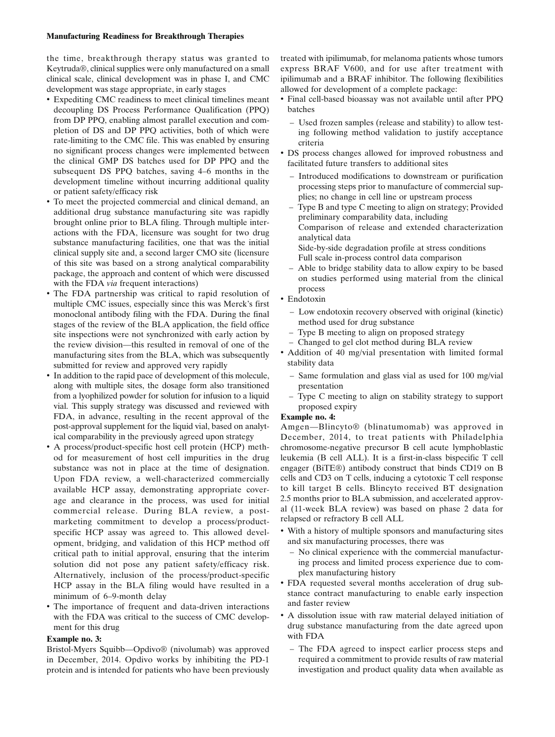the time, breakthrough therapy status was granted to Keytruda®, clinical supplies were only manufactured on a small clinical scale, clinical development was in phase I, and CMC development was stage appropriate, in early stages

- Expediting CMC readiness to meet clinical timelines meant decoupling DS Process Performance Qualification (PPQ) from DP PPQ, enabling almost parallel execution and completion of DS and DP PPQ activities, both of which were rate-limiting to the CMC file. This was enabled by ensuring no significant process changes were implemented between the clinical GMP DS batches used for DP PPQ and the subsequent DS PPQ batches, saving 4–6 months in the development timeline without incurring additional quality or patient safety/efficacy risk
- To meet the projected commercial and clinical demand, an additional drug substance manufacturing site was rapidly brought online prior to BLA filing. Through multiple interactions with the FDA, licensure was sought for two drug substance manufacturing facilities, one that was the initial clinical supply site and, a second larger CMO site (licensure of this site was based on a strong analytical comparability package, the approach and content of which were discussed with the FDA *via* frequent interactions)
- The FDA partnership was critical to rapid resolution of multiple CMC issues, especially since this was Merck's first monoclonal antibody filing with the FDA. During the final stages of the review of the BLA application, the field office site inspections were not synchronized with early action by the review division—this resulted in removal of one of the manufacturing sites from the BLA, which was subsequently submitted for review and approved very rapidly
- In addition to the rapid pace of development of this molecule, along with multiple sites, the dosage form also transitioned from a lyophilized powder for solution for infusion to a liquid vial. This supply strategy was discussed and reviewed with FDA, in advance, resulting in the recent approval of the post-approval supplement for the liquid vial, based on analytical comparability in the previously agreed upon strategy
- A process/product-specific host cell protein (HCP) method for measurement of host cell impurities in the drug substance was not in place at the time of designation. Upon FDA review, a well-characterized commercially available HCP assay, demonstrating appropriate coverage and clearance in the process, was used for initial commercial release. During BLA review, a post-marketing commitment to develop a process/product-specific HCP assay was agreed to. This allowed development, bridging, and validation of this HCP method off critical path to initial approval, ensuring that the interim solution did not pose any patient safety/efficacy risk. Alternatively, inclusion of the process/product-specific HCP assay in the BLA filing would have resulted in a minimum of 6–9-month delay
- The importance of frequent and data-driven interactions with the FDA was critical to the success of CMC development for this drug

**Example no. 3:**

Bristol-Myers Squibb—Opdivo® (nivolumab) was approved in December, 2014. Opdivo works by inhibiting the PD-1 protein and is intended for patients who have been previously treated with ipilimumab, for melanoma patients whose tumors express BRAF V600, and for use after treatment with ipilimumab and a BRAF inhibitor. The following flexibilities allowed for development of a complete package:

- Final cell-based bioassay was not available until after PPQ batches
  - Used frozen samples (release and stability) to allow testing following method validation to justify acceptance criteria
- DS process changes allowed for improved robustness and facilitated future transfers to additional sites
  - Introduced modifications to downstream or purification processing steps prior to manufacture of commercial supplies; no change in cell line or upstream process
  - Type B and type C meeting to align on strategy; Provided preliminary comparability data, including
    Comparison of release and extended characterization analytical data
    Side-by-side degradation profile at stress conditions
    Full scale in-process control data comparison
  - Able to bridge stability data to allow expiry to be based on studies performed using material from the clinical process
- Endotoxin
  - Low endotoxin recovery observed with original (kinetic) method used for drug substance
  - Type B meeting to align on proposed strategy
  - Changed to gel clot method during BLA review
- Addition of 40 mg/vial presentation with limited formal stability data
  - Same formulation and glass vial as used for 100 mg/vial presentation
  - Type C meeting to align on stability strategy to support proposed expiry

**Example no. 4:**

Amgen—Blincyto® (blinatumomab) was approved in December, 2014, to treat patients with Philadelphia chromosome-negative precursor B cell acute lymphoblastic leukemia (B cell ALL). It is a first-in-class bispecific T cell engager (BiTE®) antibody construct that binds CD19 on B cells and CD3 on T cells, inducing a cytotoxic T cell response to kill target B cells. Blincyto received BT designation 2.5 months prior to BLA submission, and accelerated approval (11-week BLA review) was based on phase 2 data for relapsed or refractory B cell ALL

- With a history of multiple sponsors and manufacturing sites and six manufacturing processes, there was
  - No clinical experience with the commercial manufacturing process and limited process experience due to complex manufacturing history
- FDA requested several months acceleration of drug substance contract manufacturing to enable early inspection and faster review
- A dissolution issue with raw material delayed initiation of drug substance manufacturing from the date agreed upon with FDA
  - The FDA agreed to inspect earlier process steps and required a commitment to provide results of raw material investigation and product quality data when available as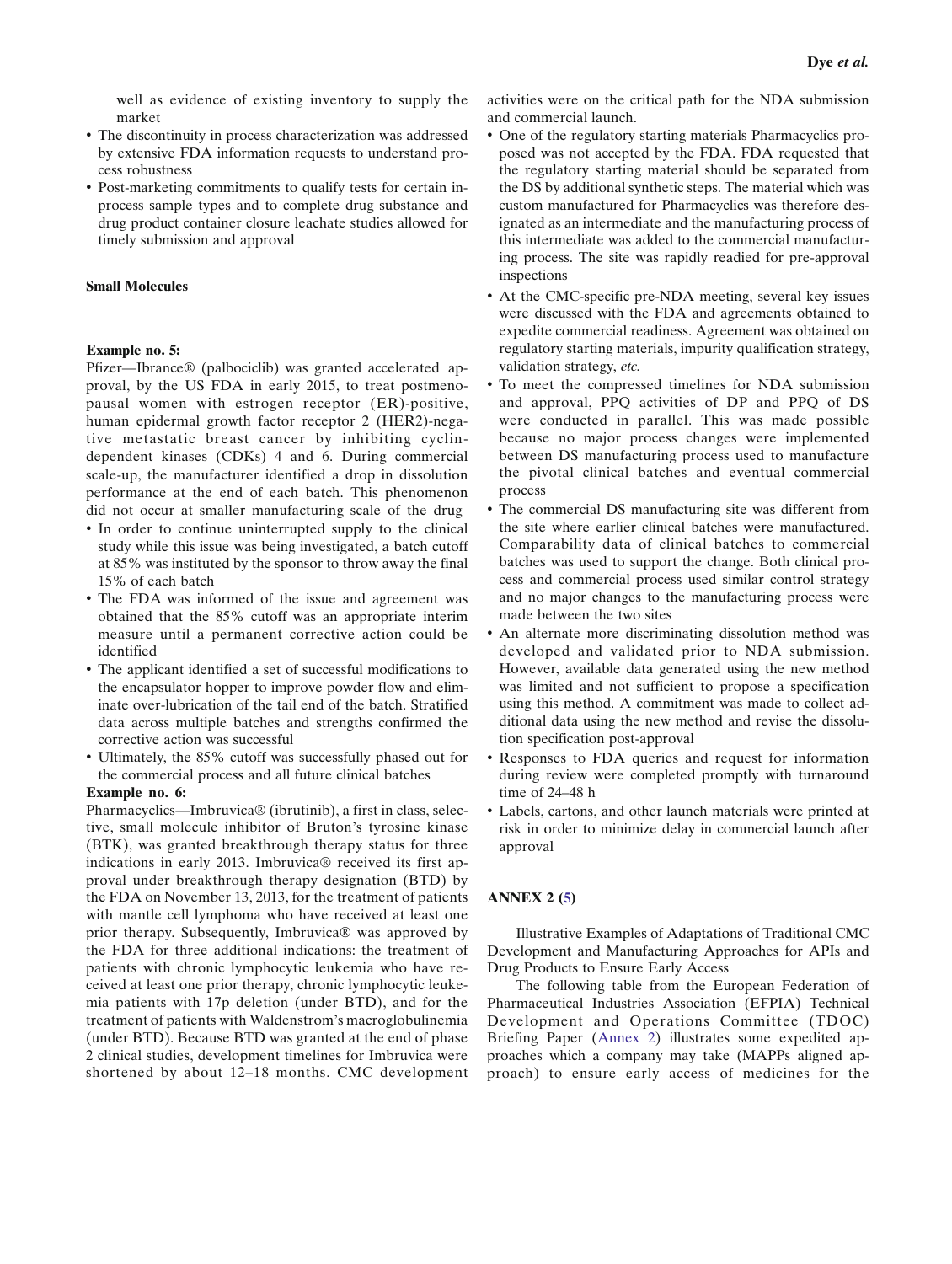well as evidence of existing inventory to supply the market

- The discontinuity in process characterization was addressed by extensive FDA information requests to understand process robustness
- Post-marketing commitments to qualify tests for certain in-process sample types and to complete drug substance and drug product container closure leachate studies allowed for timely submission and approval

**Small Molecules**

**Example no. 5:**

Pfizer—Ibrance® (palbociclib) was granted accelerated approval, by the US FDA in early 2015, to treat postmenopausal women with estrogen receptor (ER)-positive, human epidermal growth factor receptor 2 (HER2)-negative metastatic breast cancer by inhibiting cyclin-dependent kinases (CDKs) 4 and 6. During commercial scale-up, the manufacturer identified a drop in dissolution performance at the end of each batch. This phenomenon did not occur at smaller manufacturing scale of the drug

- In order to continue uninterrupted supply to the clinical study while this issue was being investigated, a batch cutoff at 85% was instituted by the sponsor to throw away the final 15% of each batch
- The FDA was informed of the issue and agreement was obtained that the 85% cutoff was an appropriate interim measure until a permanent corrective action could be identified
- The applicant identified a set of successful modifications to the encapsulator hopper to improve powder flow and eliminate over-lubrication of the tail end of the batch. Stratified data across multiple batches and strengths confirmed the corrective action was successful
- Ultimately, the 85% cutoff was successfully phased out for the commercial process and all future clinical batches

**Example no. 6:**

Pharmacyclics—Imbruvica® (ibrutinib), a first in class, selective, small molecule inhibitor of Bruton's tyrosine kinase (BTK), was granted breakthrough therapy status for three indications in early 2013. Imbruvica® received its first approval under breakthrough therapy designation (BTD) by the FDA on November 13, 2013, for the treatment of patients with mantle cell lymphoma who have received at least one prior therapy. Subsequently, Imbruvica® was approved by the FDA for three additional indications: the treatment of patients with chronic lymphocytic leukemia who have received at least one prior therapy, chronic lymphocytic leukemia patients with 17p deletion (under BTD), and for the treatment of patients with Waldenstrom's macroglobulinemia (under BTD). Because BTD was granted at the end of phase 2 clinical studies, development timelines for Imbruvica were shortened by about 12–18 months. CMC development activities were on the critical path for the NDA submission and commercial launch.

- One of the regulatory starting materials Pharmacyclics proposed was not accepted by the FDA. FDA requested that the regulatory starting material should be separated from the DS by additional synthetic steps. The material which was custom manufactured for Pharmacyclics was therefore designated as an intermediate and the manufacturing process of this intermediate was added to the commercial manufacturing process. The site was rapidly readied for pre-approval inspections
- At the CMC-specific pre-NDA meeting, several key issues were discussed with the FDA and agreements obtained to expedite commercial readiness. Agreement was obtained on regulatory starting materials, impurity qualification strategy, validation strategy, *etc.*
- To meet the compressed timelines for NDA submission and approval, PPQ activities of DP and PPQ of DS were conducted in parallel. This was made possible because no major process changes were implemented between DS manufacturing process used to manufacture the pivotal clinical batches and eventual commercial process
- The commercial DS manufacturing site was different from the site where earlier clinical batches were manufactured. Comparability data of clinical batches to commercial batches was used to support the change. Both clinical process and commercial process used similar control strategy and no major changes to the manufacturing process were made between the two sites
- An alternate more discriminating dissolution method was developed and validated prior to NDA submission. However, available data generated using the new method was limited and not sufficient to propose a specification using this method. A commitment was made to collect additional data using the new method and revise the dissolution specification post-approval
- Responses to FDA queries and request for information during review were completed promptly with turnaround time of 24–48 h
- Labels, cartons, and other launch materials were printed at risk in order to minimize delay in commercial launch after approval

**ANNEX 2 (5)**

Illustrative Examples of Adaptations of Traditional CMC Development and Manufacturing Approaches for APIs and Drug Products to Ensure Early Access

The following table from the European Federation of Pharmaceutical Industries Association (EFPIA) Technical Development and Operations Committee (TDOC) Briefing Paper (Annex 2) illustrates some expedited approaches which a company may take (MAPPs aligned approach) to ensure early access of medicines for the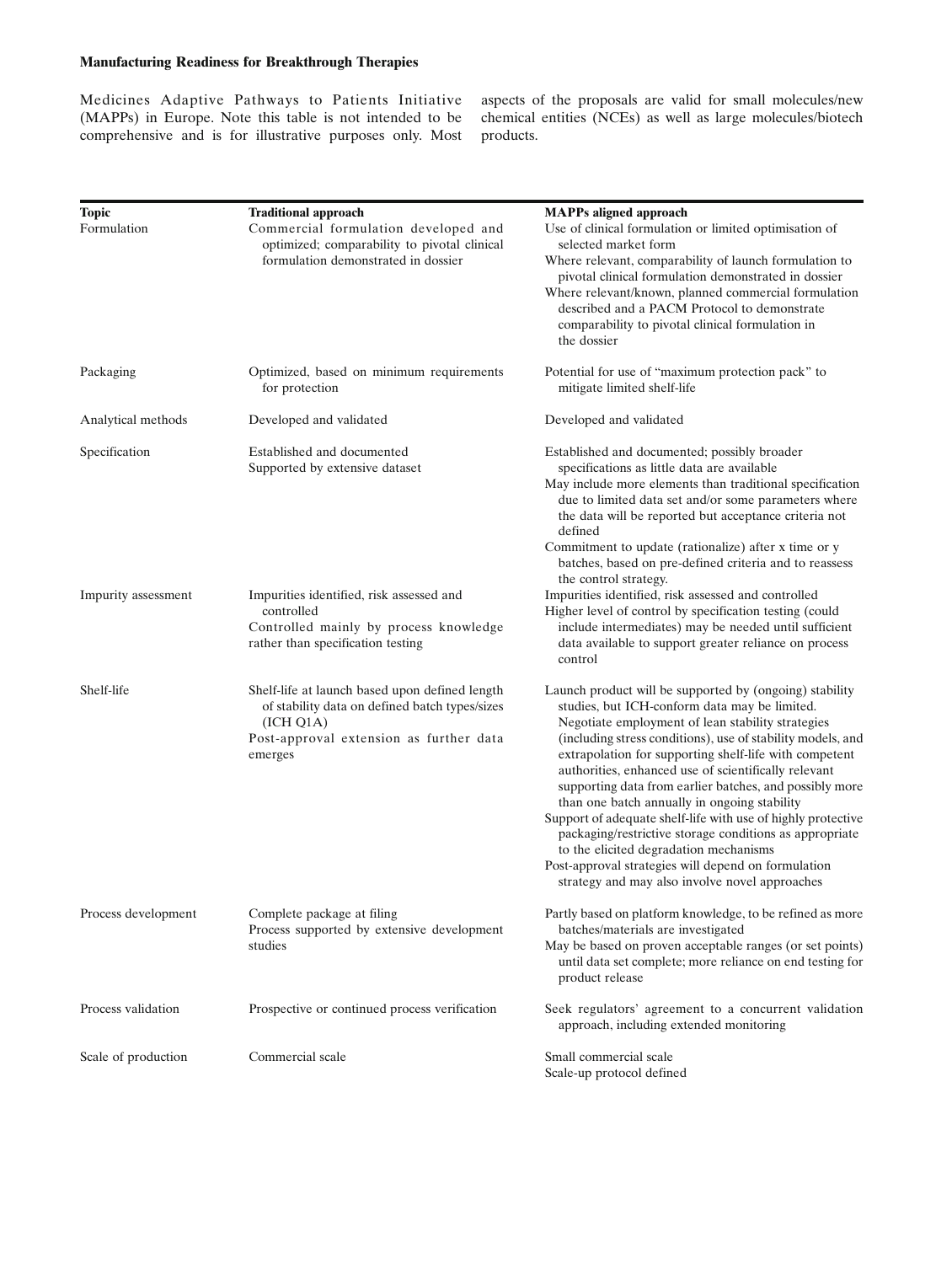Medicines Adaptive Pathways to Patients Initiative (MAPPs) in Europe. Note this table is not intended to be comprehensive and is for illustrative purposes only. Most aspects of the proposals are valid for small molecules/new chemical entities (NCEs) as well as large molecules/biotech products.

| Topic | Traditional approach | MAPPs aligned approach |
|---|---|---|
| Formulation | Commercial formulation developed and optimized; comparability to pivotal clinical formulation demonstrated in dossier | Use of clinical formulation or limited optimisation of selected market form<br>Where relevant, comparability of launch formulation to pivotal clinical formulation demonstrated in dossier<br>Where relevant/known, planned commercial formulation described and a PACM Protocol to demonstrate comparability to pivotal clinical formulation in the dossier |
| Packaging | Optimized, based on minimum requirements for protection | Potential for use of "maximum protection pack" to mitigate limited shelf-life |
| Analytical methods | Developed and validated | Developed and validated |
| Specification | Established and documented<br>Supported by extensive dataset | Established and documented; possibly broader specifications as little data are available<br>May include more elements than traditional specification due to limited data set and/or some parameters where the data will be reported but acceptance criteria not defined<br>Commitment to update (rationalize) after x time or y batches, based on pre-defined criteria and to reassess the control strategy. |
| Impurity assessment | Impurities identified, risk assessed and controlled<br>Controlled mainly by process knowledge rather than specification testing | Impurities identified, risk assessed and controlled<br>Higher level of control by specification testing (could include intermediates) may be needed until sufficient data available to support greater reliance on process control |
| Shelf-life | Shelf-life at launch based upon defined length of stability data on defined batch types/sizes (ICH Q1A)<br>Post-approval extension as further data emerges | Launch product will be supported by (ongoing) stability studies, but ICH-conform data may be limited. Negotiate employment of lean stability strategies (including stress conditions), use of stability models, and extrapolation for supporting shelf-life with competent authorities, enhanced use of scientifically relevant supporting data from earlier batches, and possibly more than one batch annually in ongoing stability<br>Support of adequate shelf-life with use of highly protective packaging/restrictive storage conditions as appropriate to the elicited degradation mechanisms<br>Post-approval strategies will depend on formulation strategy and may also involve novel approaches |
| Process development | Complete package at filing<br>Process supported by extensive development studies | Partly based on platform knowledge, to be refined as more batches/materials are investigated<br>May be based on proven acceptable ranges (or set points) until data set complete; more reliance on end testing for product release |
| Process validation | Prospective or continued process verification | Seek regulators' agreement to a concurrent validation approach, including extended monitoring |
| Scale of production | Commercial scale | Small commercial scale<br>Scale-up protocol defined |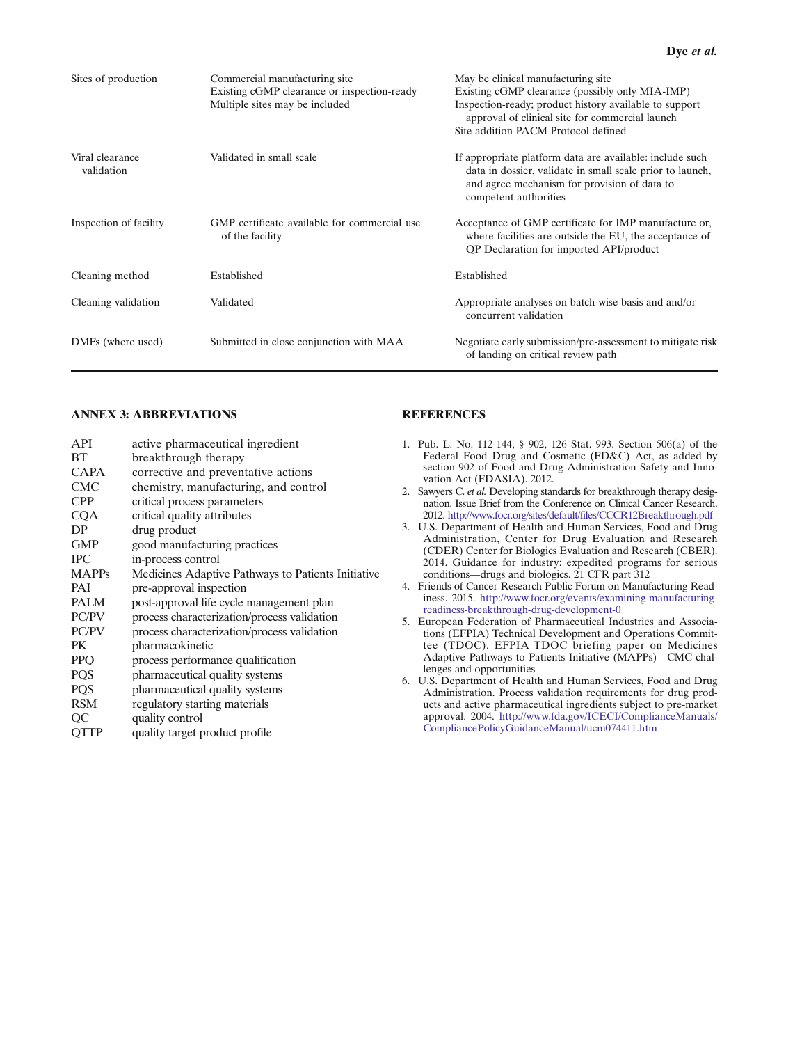| | | |
|---|---|---|
| Sites of production | Commercial manufacturing site<br>Existing cGMP clearance or inspection-ready<br>Multiple sites may be included | May be clinical manufacturing site<br>Existing cGMP clearance (possibly only MIA-IMP)<br>Inspection-ready; product history available to support approval of clinical site for commercial launch<br>Site addition PACM Protocol defined |
| Viral clearance validation | Validated in small scale | If appropriate platform data are available: include such data in dossier, validate in small scale prior to launch, and agree mechanism for provision of data to competent authorities |
| Inspection of facility | GMP certificate available for commercial use of the facility | Acceptance of GMP certificate for IMP manufacture or, where facilities are outside the EU, the acceptance of QP Declaration for imported API/product |
| Cleaning method | Established | Established |
| Cleaning validation | Validated | Appropriate analyses on batch-wise basis and/or concurrent validation |
| DMFs (where used) | Submitted in close conjunction with MAA | Negotiate early submission/pre-assessment to mitigate risk of landing on critical review path |

## ANNEX 3: ABBREVIATIONS

| | |
|---|---|
| API | active pharmaceutical ingredient |
| BT | breakthrough therapy |
| CAPA | corrective and preventative actions |
| CMC | chemistry, manufacturing, and control |
| CPP | critical process parameters |
| CQA | critical quality attributes |
| DP | drug product |
| GMP | good manufacturing practices |
| IPC | in-process control |
| MAPPs | Medicines Adaptive Pathways to Patients Initiative |
| PAI | pre-approval inspection |
| PALM | post-approval life cycle management plan |
| PC/PV | process characterization/process validation |
| PC/PV | process characterization/process validation |
| PK | pharmacokinetic |
| PPQ | process performance qualification |
| PQS | pharmaceutical quality systems |
| PQS | pharmaceutical quality systems |
| RSM | regulatory starting materials |
| QC | quality control |
| QTTP | quality target product profile |

## REFERENCES

1. Pub. L. No. 112-144, § 902, 126 Stat. 993. Section 506(a) of the Federal Food Drug and Cosmetic (FD&C) Act, as added by section 902 of Food and Drug Administration Safety and Innovation Act (FDASIA). 2012.
2. Sawyers C. *et al.* Developing standards for breakthrough therapy designation. Issue Brief from the Conference on Clinical Cancer Research. 2012. http://www.focr.org/sites/default/files/CCCR12Breakthrough.pdf
3. U.S. Department of Health and Human Services, Food and Drug Administration, Center for Drug Evaluation and Research (CDER) Center for Biologics Evaluation and Research (CBER). 2014. Guidance for industry: expedited programs for serious conditions—drugs and biologics. 21 CFR part 312
4. Friends of Cancer Research Public Forum on Manufacturing Readiness. 2015. http://www.focr.org/events/examining-manufacturing-readiness-breakthrough-drug-development-0
5. European Federation of Pharmaceutical Industries and Associations (EFPIA) Technical Development and Operations Committee (TDOC). EFPIA TDOC briefing paper on Medicines Adaptive Pathways to Patients Initiative (MAPPs)—CMC challenges and opportunities
6. U.S. Department of Health and Human Services, Food and Drug Administration. Process validation requirements for drug products and active pharmaceutical ingredients subject to pre-market approval. 2004. http://www.fda.gov/ICECI/ComplianceManuals/CompliancePolicyGuidanceManual/ucm074411.htm